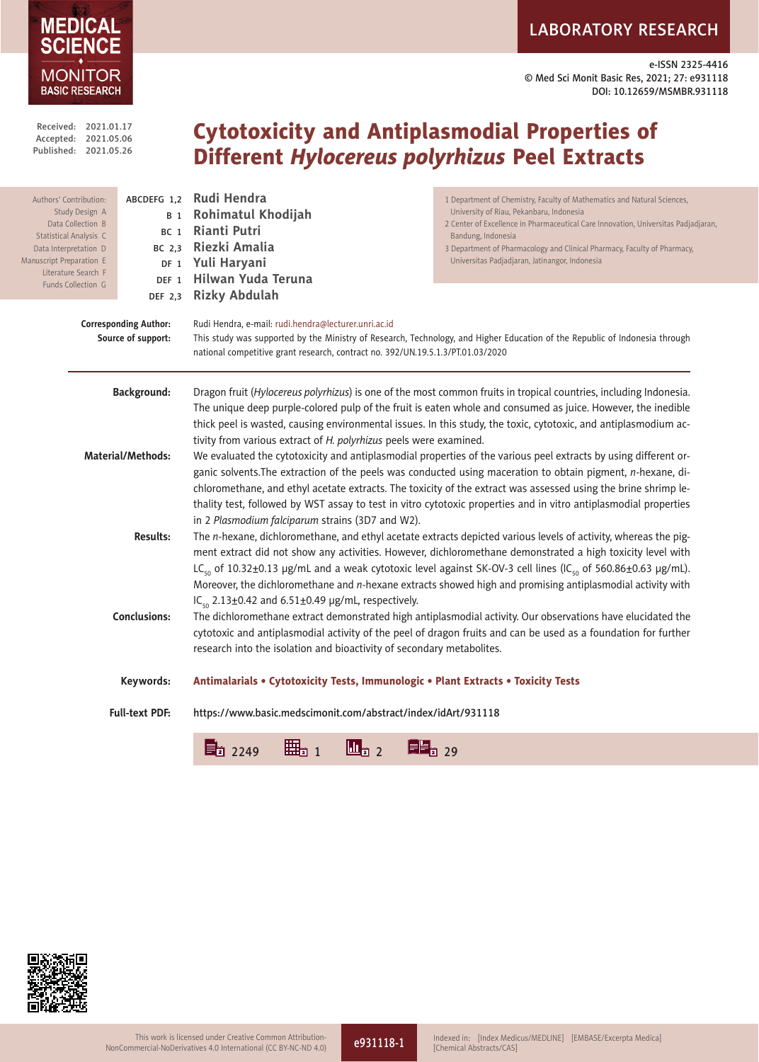LABORATORY RESEARCH

e-ISSN 2325-4416
© Med Sci Monit Basic Res, 2021; 27: e931118
DOI: 10.12659/MSMBR.931118

Received: 2021.01.17
Accepted: 2021.05.06
Published: 2021.05.26

# Cytotoxicity and Antiplasmodial Properties of Different *Hylocereus polyrhizus* Peel Extracts

Authors' Contribution:
Study Design A
Data Collection B
Statistical Analysis C
Data Interpretation D
Manuscript Preparation E
Literature Search F
Funds Collection G

ABCDEFG 1,2 **Rudi Hendra**
B 1 **Rohimatul Khodijah**
BC 1 **Rianti Putri**
BC 2,3 **Riezki Amalia**
DF 1 **Yuli Haryani**
DEF 1 **Hilwan Yuda Teruna**
DEF 2,3 **Rizky Abdulah**

1 Department of Chemistry, Faculty of Mathematics and Natural Sciences, University of Riau, Pekanbaru, Indonesia
2 Center of Excellence in Pharmaceutical Care Innovation, Universitas Padjadjaran, Bandung, Indonesia
3 Department of Pharmacology and Clinical Pharmacy, Faculty of Pharmacy, Universitas Padjadjaran, Jatinangor, Indonesia

**Corresponding Author:** Rudi Hendra, e-mail: rudi.hendra@lecturer.unri.ac.id

**Source of support:** This study was supported by the Ministry of Research, Technology, and Higher Education of the Republic of Indonesia through national competitive grant research, contract no. 392/UN.19.5.1.3/PT.01.03/2020

**Background:** Dragon fruit (*Hylocereus polyrhizus*) is one of the most common fruits in tropical countries, including Indonesia. The unique deep purple-colored pulp of the fruit is eaten whole and consumed as juice. However, the inedible thick peel is wasted, causing environmental issues. In this study, the toxic, cytotoxic, and antiplasmodium activity from various extract of *H. polyrhizus* peels were examined.

**Material/Methods:** We evaluated the cytotoxicity and antiplasmodial properties of the various peel extracts by using different organic solvents.The extraction of the peels was conducted using maceration to obtain pigment, *n*-hexane, dichloromethane, and ethyl acetate extracts. The toxicity of the extract was assessed using the brine shrimp lethality test, followed by WST assay to test in vitro cytotoxic properties and in vitro antiplasmodial properties in 2 *Plasmodium falciparum* strains (3D7 and W2).

**Results:** The *n*-hexane, dichloromethane, and ethyl acetate extracts depicted various levels of activity, whereas the pigment extract did not show any activities. However, dichloromethane demonstrated a high toxicity level with $LC_{50}$ of 10.32±0.13 µg/mL and a weak cytotoxic level against SK-OV-3 cell lines ($IC_{50}$ of 560.86±0.63 µg/mL). Moreover, the dichloromethane and *n*-hexane extracts showed high and promising antiplasmodial activity with $IC_{50}$ 2.13±0.42 and 6.51±0.49 µg/mL, respectively.

**Conclusions:** The dichloromethane extract demonstrated high antiplasmodial activity. Our observations have elucidated the cytotoxic and antiplasmodial activity of the peel of dragon fruits and can be used as a foundation for further research into the isolation and bioactivity of secondary metabolites.

**Keywords:** **Antimalarials • Cytotoxicity Tests, Immunologic • Plant Extracts • Toxicity Tests**

**Full-text PDF:** https://www.basic.medscimonit.com/abstract/index/idArt/931118

2249 1 2 29

This work is licensed under Creative Common Attribution-NonCommercial-NoDerivatives 4.0 International (CC BY-NC-ND 4.0)

Indexed in: [Index Medicus/MEDLINE] [EMBASE/Excerpta Medica] [Chemical Abstracts/CAS]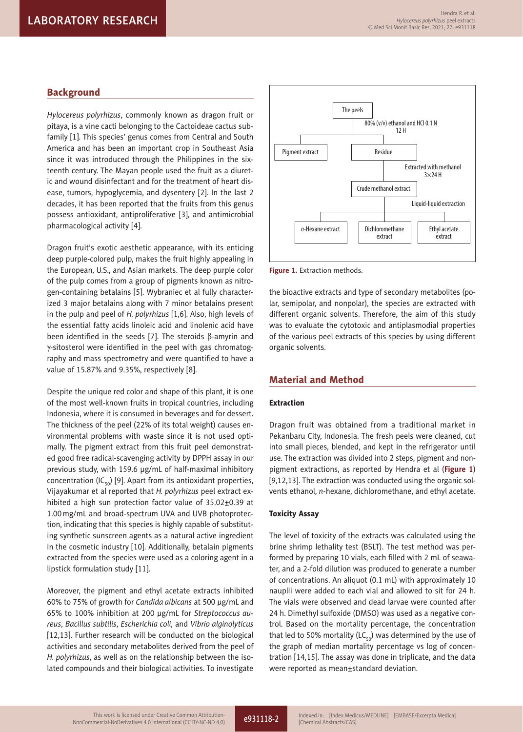## Background

*Hylocereus polyrhizus*, commonly known as dragon fruit or pitaya, is a vine cacti belonging to the Cactoideae cactus subfamily [1]. This species' genus comes from Central and South America and has been an important crop in Southeast Asia since it was introduced through the Philippines in the sixteenth century. The Mayan people used the fruit as a diuretic and wound disinfectant and for the treatment of heart disease, tumors, hypoglycemia, and dysentery [2]. In the last 2 decades, it has been reported that the fruits from this genus possess antioxidant, antiproliferative [3], and antimicrobial pharmacological activity [4].

Dragon fruit's exotic aesthetic appearance, with its enticing deep purple-colored pulp, makes the fruit highly appealing in the European, U.S., and Asian markets. The deep purple color of the pulp comes from a group of pigments known as nitrogen-containing betalains [5]. Wybraniec et al fully characterized 3 major betalains along with 7 minor betalains present in the pulp and peel of *H. polyrhizus* [1,6]. Also, high levels of the essential fatty acids linoleic acid and linolenic acid have been identified in the seeds [7]. The steroids β-amyrin and γ-sitosterol were identified in the peel with gas chromatography and mass spectrometry and were quantified to have a value of 15.87% and 9.35%, respectively [8].

Despite the unique red color and shape of this plant, it is one of the most well-known fruits in tropical countries, including Indonesia, where it is consumed in beverages and for dessert. The thickness of the peel (22% of its total weight) causes environmental problems with waste since it is not used optimally. The pigment extract from this fruit peel demonstrated good free radical-scavenging activity by DPPH assay in our previous study, with 159.6 µg/mL of half-maximal inhibitory concentration ($IC_{50}$) [9]. Apart from its antioxidant properties, Vijayakumar et al reported that *H. polyrhizus* peel extract exhibited a high sun protection factor value of 35.02±0.39 at 1.00 mg/mL and broad-spectrum UVA and UVB photoprotection, indicating that this species is highly capable of substituting synthetic sunscreen agents as a natural active ingredient in the cosmetic industry [10]. Additionally, betalain pigments extracted from the species were used as a coloring agent in a lipstick formulation study [11].

Moreover, the pigment and ethyl acetate extracts inhibited 60% to 75% of growth for *Candida albicans* at 500 µg/mL and 65% to 100% inhibition at 200 µg/mL for *Streptococcus aureus*, *Bacillus subtilis*, *Escherichia coli*, and *Vibrio alginolyticus* [12,13]. Further research will be conducted on the biological activities and secondary metabolites derived from the peel of *H. polyrhizus*, as well as on the relationship between the isolated compounds and their biological activities. To investigate the bioactive extracts and type of secondary metabolites (polar, semipolar, and nonpolar), the species are extracted with different organic solvents. Therefore, the aim of this study was to evaluate the cytotoxic and antiplasmodial properties of the various peel extracts of this species by using different organic solvents.

The peels → 80% (v/v) ethanol and HCl 0.1 N, 12 H → Pigment extract; Residue

Residue → Extracted with methanol 3×24 H → Crude methanol extract

Crude methanol extract → Liquid-liquid extraction → *n*-Hexane extract; Dichloromethane extract; Ethyl acetate extract

**Figure 1.** Extraction methods.

## Material and Method

### Extraction

Dragon fruit was obtained from a traditional market in Pekanbaru City, Indonesia. The fresh peels were cleaned, cut into small pieces, blended, and kept in the refrigerator until use. The extraction was divided into 2 steps, pigment and non-pigment extractions, as reported by Hendra et al (**Figure 1**) [9,12,13]. The extraction was conducted using the organic solvents ethanol, *n*-hexane, dichloromethane, and ethyl acetate.

### Toxicity Assay

The level of toxicity of the extracts was calculated using the brine shrimp lethality test (BSLT). The test method was performed by preparing 10 vials, each filled with 2 mL of seawater, and a 2-fold dilution was produced to generate a number of concentrations. An aliquot (0.1 mL) with approximately 10 nauplii were added to each vial and allowed to sit for 24 h. The vials were observed and dead larvae were counted after 24 h. Dimethyl sulfoxide (DMSO) was used as a negative control. Based on the mortality percentage, the concentration that led to 50% mortality ($LC_{50}$) was determined by the use of the graph of median mortality percentage vs log of concentration [14,15]. The assay was done in triplicate, and the data were reported as mean±standard deviation.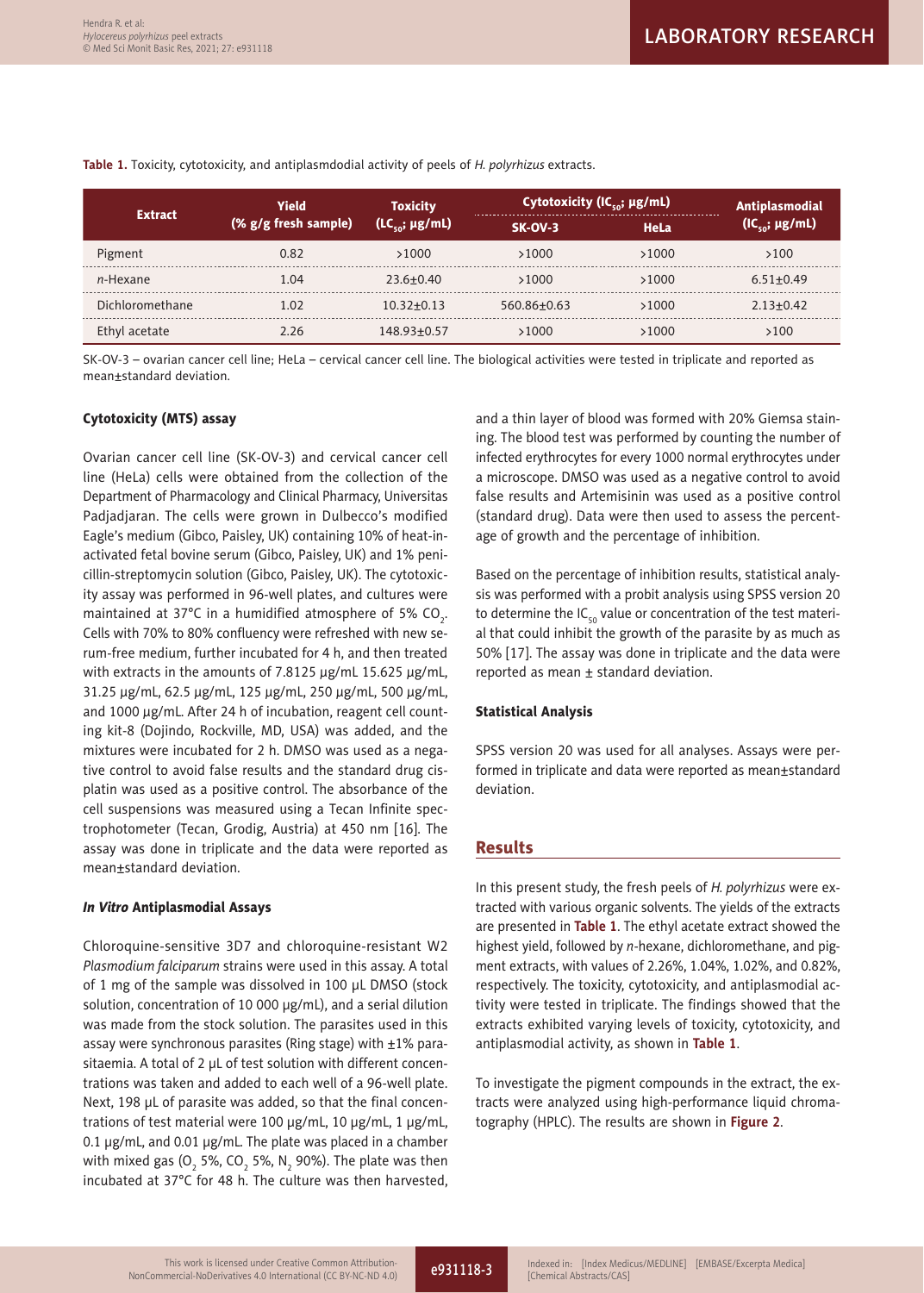**Table 1.** Toxicity, cytotoxicity, and antiplasmodial activity of peels of *H. polyrhizus* extracts.

| Extract | Yield (% g/g fresh sample) | Toxicity ($LC_{50}$; µg/mL) | Cytotoxicity ($IC_{50}$; µg/mL) | | Antiplasmodial ($IC_{50}$; µg/mL) |
|---|---|---|---|---|---|
| | | | SK-OV-3 | HeLa | |
| Pigment | 0.82 | >1000 | >1000 | >1000 | >100 |
| *n*-Hexane | 1.04 | 23.6±0.40 | >1000 | >1000 | 6.51±0.49 |
| Dichloromethane | 1.02 | 10.32±0.13 | 560.86±0.63 | >1000 | 2.13±0.42 |
| Ethyl acetate | 2.26 | 148.93±0.57 | >1000 | >1000 | >100 |

SK-OV-3 – ovarian cancer cell line; HeLa – cervical cancer cell line. The biological activities were tested in triplicate and reported as mean±standard deviation.

### Cytotoxicity (MTS) assay

Ovarian cancer cell line (SK-OV-3) and cervical cancer cell line (HeLa) cells were obtained from the collection of the Department of Pharmacology and Clinical Pharmacy, Universitas Padjadjaran. The cells were grown in Dulbecco's modified Eagle's medium (Gibco, Paisley, UK) containing 10% of heat-inactivated fetal bovine serum (Gibco, Paisley, UK) and 1% penicillin-streptomycin solution (Gibco, Paisley, UK). The cytotoxicity assay was performed in 96-well plates, and cultures were maintained at 37°C in a humidified atmosphere of 5% $CO_2$. Cells with 70% to 80% confluency were refreshed with new serum-free medium, further incubated for 4 h, and then treated with extracts in the amounts of 7.8125 µg/mL 15.625 µg/mL, 31.25 µg/mL, 62.5 µg/mL, 125 µg/mL, 250 µg/mL, 500 µg/mL, and 1000 µg/mL. After 24 h of incubation, reagent cell counting kit-8 (Dojindo, Rockville, MD, USA) was added, and the mixtures were incubated for 2 h. DMSO was used as a negative control to avoid false results and the standard drug cisplatin was used as a positive control. The absorbance of the cell suspensions was measured using a Tecan Infinite spectrophotometer (Tecan, Grodig, Austria) at 450 nm [16]. The assay was done in triplicate and the data were reported as mean±standard deviation.

### *In Vitro* Antiplasmodial Assays

Chloroquine-sensitive 3D7 and chloroquine-resistant W2 *Plasmodium falciparum* strains were used in this assay. A total of 1 mg of the sample was dissolved in 100 µL DMSO (stock solution, concentration of 10 000 µg/mL), and a serial dilution was made from the stock solution. The parasites used in this assay were synchronous parasites (Ring stage) with ±1% parasitaemia. A total of 2 µL of test solution with different concentrations was taken and added to each well of a 96-well plate. Next, 198 µL of parasite was added, so that the final concentrations of test material were 100 µg/mL, 10 µg/mL, 1 µg/mL, 0.1 µg/mL, and 0.01 µg/mL. The plate was placed in a chamber with mixed gas ($O_2$ 5%, $CO_2$ 5%, $N_2$ 90%). The plate was then incubated at 37°C for 48 h. The culture was then harvested, and a thin layer of blood was formed with 20% Giemsa staining. The blood test was performed by counting the number of infected erythrocytes for every 1000 normal erythrocytes under a microscope. DMSO was used as a negative control to avoid false results and Artemisinin was used as a positive control (standard drug). Data were then used to assess the percentage of growth and the percentage of inhibition.

Based on the percentage of inhibition results, statistical analysis was performed with a probit analysis using SPSS version 20 to determine the $IC_{50}$ value or concentration of the test material that could inhibit the growth of the parasite by as much as 50% [17]. The assay was done in triplicate and the data were reported as mean ± standard deviation.

### Statistical Analysis

SPSS version 20 was used for all analyses. Assays were performed in triplicate and data were reported as mean±standard deviation.

## Results

In this present study, the fresh peels of *H. polyrhizus* were extracted with various organic solvents. The yields of the extracts are presented in **Table 1**. The ethyl acetate extract showed the highest yield, followed by *n*-hexane, dichloromethane, and pigment extracts, with values of 2.26%, 1.04%, 1.02%, and 0.82%, respectively. The toxicity, cytotoxicity, and antiplasmodial activity were tested in triplicate. The findings showed that the extracts exhibited varying levels of toxicity, cytotoxicity, and antiplasmodial activity, as shown in **Table 1**.

To investigate the pigment compounds in the extract, the extracts were analyzed using high-performance liquid chromatography (HPLC). The results are shown in **Figure 2**.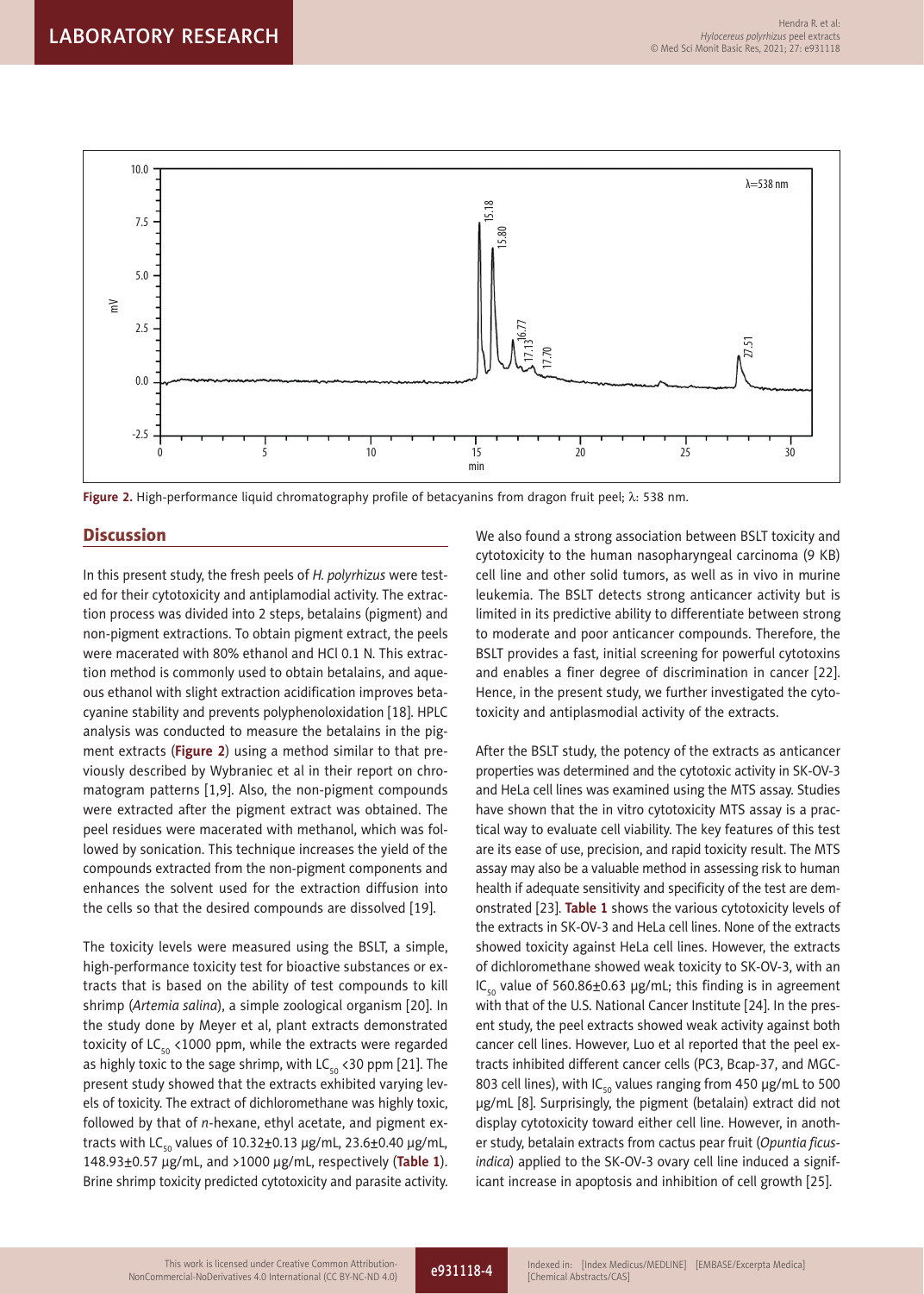Figure 2. High-performance liquid chromatography profile of betacyanins from dragon fruit peel; λ: 538 nm.

## Discussion

In this present study, the fresh peels of *H. polyrhizus* were tested for their cytotoxicity and antiplamodial activity. The extraction process was divided into 2 steps, betalains (pigment) and non-pigment extractions. To obtain pigment extract, the peels were macerated with 80% ethanol and HCl 0.1 N. This extraction method is commonly used to obtain betalains, and aqueous ethanol with slight extraction acidification improves betacyanine stability and prevents polyphenoloxidation [18]. HPLC analysis was conducted to measure the betalains in the pigment extracts (**Figure 2**) using a method similar to that previously described by Wybraniec et al in their report on chromatogram patterns [1,9]. Also, the non-pigment compounds were extracted after the pigment extract was obtained. The peel residues were macerated with methanol, which was followed by sonication. This technique increases the yield of the compounds extracted from the non-pigment components and enhances the solvent used for the extraction diffusion into the cells so that the desired compounds are dissolved [19].

The toxicity levels were measured using the BSLT, a simple, high-performance toxicity test for bioactive substances or extracts that is based on the ability of test compounds to kill shrimp (*Artemia salina*), a simple zoological organism [20]. In the study done by Meyer et al, plant extracts demonstrated toxicity of $LC_{50}$ <1000 ppm, while the extracts were regarded as highly toxic to the sage shrimp, with $LC_{50}$ <30 ppm [21]. The present study showed that the extracts exhibited varying levels of toxicity. The extract of dichloromethane was highly toxic, followed by that of *n*-hexane, ethyl acetate, and pigment extracts with $LC_{50}$ values of 10.32±0.13 μg/mL, 23.6±0.40 μg/mL, 148.93±0.57 μg/mL, and >1000 μg/mL, respectively (**Table 1**). Brine shrimp toxicity predicted cytotoxicity and parasite activity. We also found a strong association between BSLT toxicity and cytotoxicity to the human nasopharyngeal carcinoma (9 KB) cell line and other solid tumors, as well as in vivo in murine leukemia. The BSLT detects strong anticancer activity but is limited in its predictive ability to differentiate between strong to moderate and poor anticancer compounds. Therefore, the BSLT provides a fast, initial screening for powerful cytotoxins and enables a finer degree of discrimination in cancer [22]. Hence, in the present study, we further investigated the cytotoxicity and antiplasmodial activity of the extracts.

After the BSLT study, the potency of the extracts as anticancer properties was determined and the cytotoxic activity in SK-OV-3 and HeLa cell lines was examined using the MTS assay. Studies have shown that the in vitro cytotoxicity MTS assay is a practical way to evaluate cell viability. The key features of this test are its ease of use, precision, and rapid toxicity result. The MTS assay may also be a valuable method in assessing risk to human health if adequate sensitivity and specificity of the test are demonstrated [23]. **Table 1** shows the various cytotoxicity levels of the extracts in SK-OV-3 and HeLa cell lines. None of the extracts showed toxicity against HeLa cell lines. However, the extracts of dichloromethane showed weak toxicity to SK-OV-3, with an $IC_{50}$ value of 560.86±0.63 μg/mL; this finding is in agreement with that of the U.S. National Cancer Institute [24]. In the present study, the peel extracts showed weak activity against both cancer cell lines. However, Luo et al reported that the peel extracts inhibited different cancer cells (PC3, Bcap-37, and MGC-803 cell lines), with $IC_{50}$ values ranging from 450 μg/mL to 500 μg/mL [8]. Surprisingly, the pigment (betalain) extract did not display cytotoxicity toward either cell line. However, in another study, betalain extracts from cactus pear fruit (*Opuntia ficus-indica*) applied to the SK-OV-3 ovary cell line induced a significant increase in apoptosis and inhibition of cell growth [25].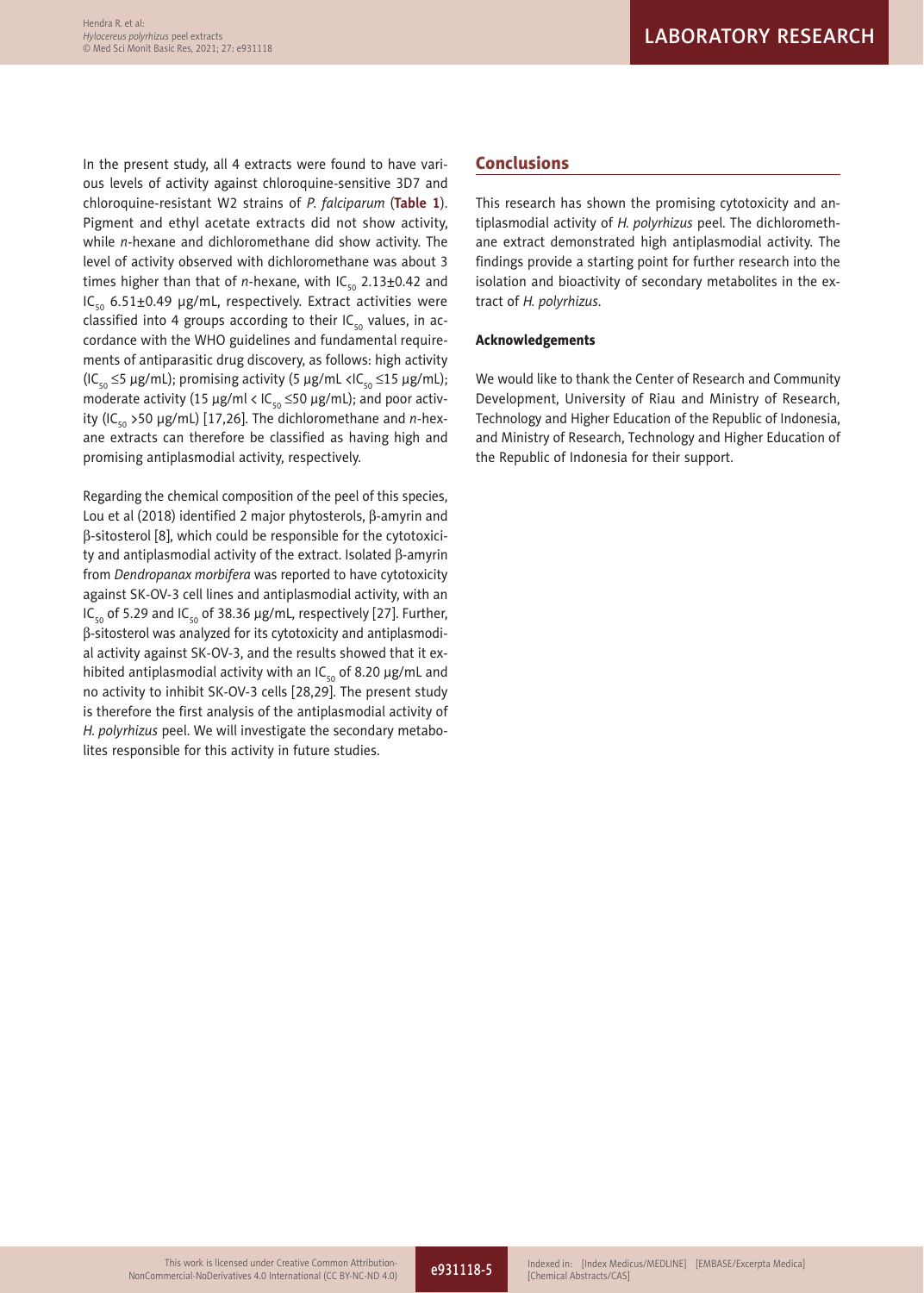In the present study, all 4 extracts were found to have various levels of activity against chloroquine-sensitive 3D7 and chloroquine-resistant W2 strains of *P. falciparum* (**Table 1**). Pigment and ethyl acetate extracts did not show activity, while *n*-hexane and dichloromethane did show activity. The level of activity observed with dichloromethane was about 3 times higher than that of *n*-hexane, with $IC_{50}$ 2.13±0.42 and $IC_{50}$ 6.51±0.49 μg/mL, respectively. Extract activities were classified into 4 groups according to their $IC_{50}$ values, in accordance with the WHO guidelines and fundamental requirements of antiparasitic drug discovery, as follows: high activity ($IC_{50}$ ≤5 μg/mL); promising activity (5 μg/mL <$IC_{50}$ ≤15 μg/mL); moderate activity (15 μg/ml < $IC_{50}$ ≤50 μg/mL); and poor activity ($IC_{50}$ >50 μg/mL) [17,26]. The dichloromethane and *n*-hexane extracts can therefore be classified as having high and promising antiplasmodial activity, respectively.

Regarding the chemical composition of the peel of this species, Lou et al (2018) identified 2 major phytosterols, β-amyrin and β-sitosterol [8], which could be responsible for the cytotoxicity and antiplasmodial activity of the extract. Isolated β-amyrin from *Dendropanax morbifera* was reported to have cytotoxicity against SK-OV-3 cell lines and antiplasmodial activity, with an $IC_{50}$ of 5.29 and $IC_{50}$ of 38.36 μg/mL, respectively [27]. Further, β-sitosterol was analyzed for its cytotoxicity and antiplasmodial activity against SK-OV-3, and the results showed that it exhibited antiplasmodial activity with an $IC_{50}$ of 8.20 μg/mL and no activity to inhibit SK-OV-3 cells [28,29]. The present study is therefore the first analysis of the antiplasmodial activity of *H. polyrhizus* peel. We will investigate the secondary metabolites responsible for this activity in future studies.

## Conclusions

This research has shown the promising cytotoxicity and antiplasmodial activity of *H. polyrhizus* peel. The dichloromethane extract demonstrated high antiplasmodial activity. The findings provide a starting point for further research into the isolation and bioactivity of secondary metabolites in the extract of *H. polyrhizus*.

#### Acknowledgements

We would like to thank the Center of Research and Community Development, University of Riau and Ministry of Research, Technology and Higher Education of the Republic of Indonesia, and Ministry of Research, Technology and Higher Education of the Republic of Indonesia for their support.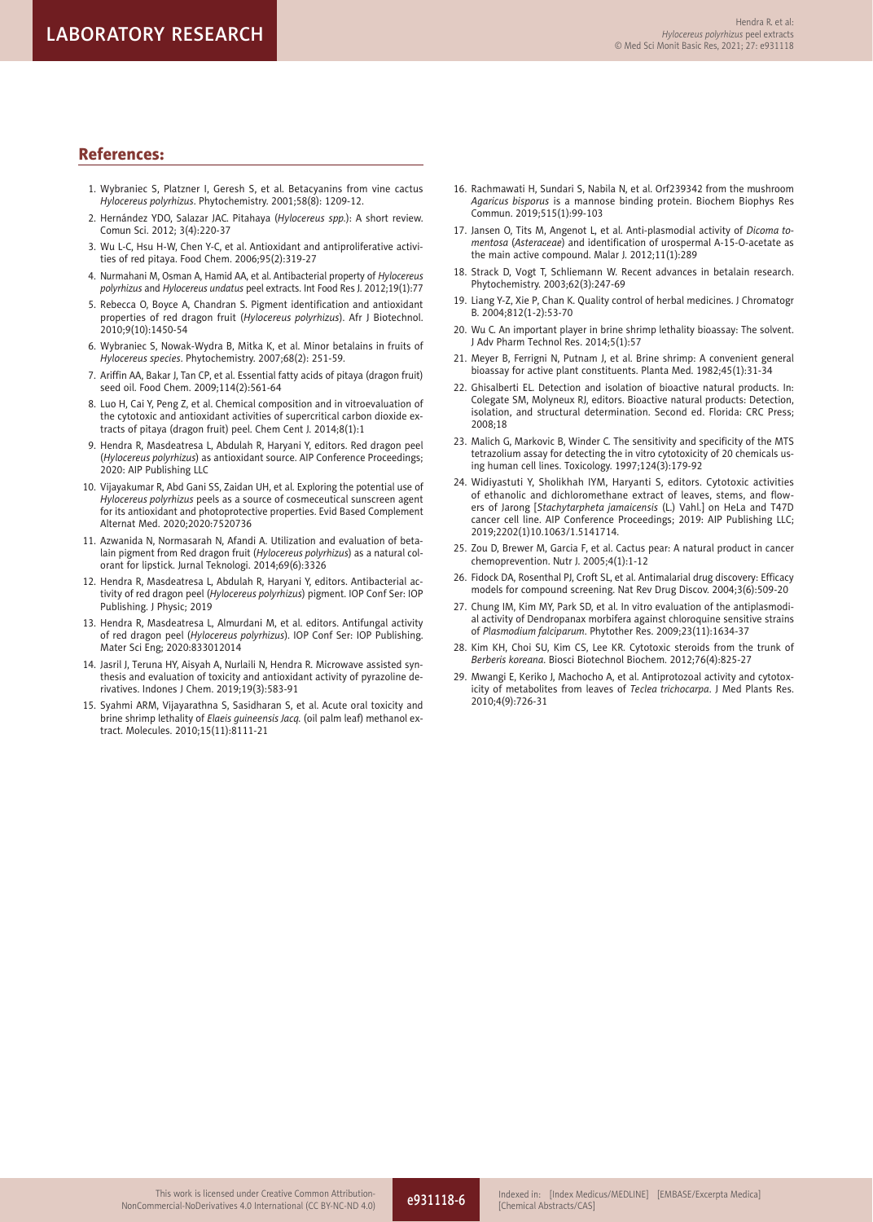## References:

1. Wybraniec S, Platzner I, Geresh S, et al. Betacyanins from vine cactus *Hylocereus polyrhizus*. Phytochemistry. 2001;58(8): 1209-12.
2. Hernândez YDO, Salazar JAC. Pitahaya (*Hylocereus spp.*): A short review. Comun Sci. 2012; 3(4):220-37
3. Wu L-C, Hsu H-W, Chen Y-C, et al. Antioxidant and antiproliferative activities of red pitaya. Food Chem. 2006;95(2):319-27
4. Nurmahani M, Osman A, Hamid AA, et al. Antibacterial property of *Hylocereus polyrhizus* and *Hylocereus undatus* peel extracts. Int Food Res J. 2012;19(1):77
5. Rebecca O, Boyce A, Chandran S. Pigment identification and antioxidant properties of red dragon fruit (*Hylocereus polyrhizus*). Afr J Biotechnol. 2010;9(10):1450-54
6. Wybraniec S, Nowak-Wydra B, Mitka K, et al. Minor betalains in fruits of *Hylocereus species*. Phytochemistry. 2007;68(2): 251-59.
7. Ariffin AA, Bakar J, Tan CP, et al. Essential fatty acids of pitaya (dragon fruit) seed oil. Food Chem. 2009;114(2):561-64
8. Luo H, Cai Y, Peng Z, et al. Chemical composition and in vitroevaluation of the cytotoxic and antioxidant activities of supercritical carbon dioxide extracts of pitaya (dragon fruit) peel. Chem Cent J. 2014;8(1):1
9. Hendra R, Masdeatresa L, Abdulah R, Haryani Y, editors. Red dragon peel (*Hylocereus polyrhizus*) as antioxidant source. AIP Conference Proceedings; 2020: AIP Publishing LLC
10. Vijayakumar R, Abd Gani SS, Zaidan UH, et al. Exploring the potential use of *Hylocereus polyrhizus* peels as a source of cosmeceutical sunscreen agent for its antioxidant and photoprotective properties. Evid Based Complement Alternat Med. 2020;2020:7520736
11. Azwanida N, Normasarah N, Afandi A. Utilization and evaluation of betalain pigment from Red dragon fruit (*Hylocereus polyrhizus*) as a natural colorant for lipstick. Jurnal Teknologi. 2014;69(6):3326
12. Hendra R, Masdeatresa L, Abdulah R, Haryani Y, editors. Antibacterial activity of red dragon peel (*Hylocereus polyrhizus*) pigment. IOP Conf Ser: IOP Publishing. J Physic; 2019
13. Hendra R, Masdeatresa L, Almurdani M, et al. editors. Antifungal activity of red dragon peel (*Hylocereus polyrhizus*). IOP Conf Ser: IOP Publishing. Mater Sci Eng; 2020:833012014
14. Jasril J, Teruna HY, Aisyah A, Nurlaili N, Hendra R. Microwave assisted synthesis and evaluation of toxicity and antioxidant activity of pyrazoline derivatives. Indones J Chem. 2019;19(3):583-91
15. Syahmi ARM, Vijayarathna S, Sasidharan S, et al. Acute oral toxicity and brine shrimp lethality of *Elaeis guineensis Jacq.* (oil palm leaf) methanol extract. Molecules. 2010;15(11):8111-21
16. Rachmawati H, Sundari S, Nabila N, et al. Orf239342 from the mushroom *Agaricus bisporus* is a mannose binding protein. Biochem Biophys Res Commun. 2019;515(1):99-103
17. Jansen O, Tits M, Angenot L, et al. Anti-plasmodial activity of *Dicoma tomentosa* (*Asteraceae*) and identification of urospermal A-15-O-acetate as the main active compound. Malar J. 2012;11(1):289
18. Strack D, Vogt T, Schliemann W. Recent advances in betalain research. Phytochemistry. 2003;62(3):247-69
19. Liang Y-Z, Xie P, Chan K. Quality control of herbal medicines. J Chromatogr B. 2004;812(1-2):53-70
20. Wu C. An important player in brine shrimp lethality bioassay: The solvent. J Adv Pharm Technol Res. 2014;5(1):57
21. Meyer B, Ferrigni N, Putnam J, et al. Brine shrimp: A convenient general bioassay for active plant constituents. Planta Med. 1982;45(1):31-34
22. Ghisalberti EL. Detection and isolation of bioactive natural products. In: Colegate SM, Molyneux RJ, editors. Bioactive natural products: Detection, isolation, and structural determination. Second ed. Florida: CRC Press; 2008;18
23. Malich G, Markovic B, Winder C. The sensitivity and specificity of the MTS tetrazolium assay for detecting the in vitro cytotoxicity of 20 chemicals using human cell lines. Toxicology. 1997;124(3):179-92
24. Widiyastuti Y, Sholikhah IYM, Haryanti S, editors. Cytotoxic activities of ethanolic and dichloromethane extract of leaves, stems, and flowers of Jarong [*Stachytarpheta jamaicensis* (L.) Vahl.] on HeLa and T47D cancer cell line. AIP Conference Proceedings; 2019: AIP Publishing LLC; 2019;2202(1)10.1063/1.5141714.
25. Zou D, Brewer M, Garcia F, et al. Cactus pear: A natural product in cancer chemoprevention. Nutr J. 2005;4(1):1-12
26. Fidock DA, Rosenthal PJ, Croft SL, et al. Antimalarial drug discovery: Efficacy models for compound screening. Nat Rev Drug Discov. 2004;3(6):509-20
27. Chung IM, Kim MY, Park SD, et al. In vitro evaluation of the antiplasmodial activity of Dendropanax morbifera against chloroquine sensitive strains of *Plasmodium falciparum*. Phytother Res. 2009;23(11):1634-37
28. Kim KH, Choi SU, Kim CS, Lee KR. Cytotoxic steroids from the trunk of *Berberis koreana*. Biosci Biotechnol Biochem. 2012;76(4):825-27
29. Mwangi E, Keriko J, Machocho A, et al. Antiprotozoal activity and cytotoxicity of metabolites from leaves of *Teclea trichocarpa*. J Med Plants Res. 2010;4(9):726-31